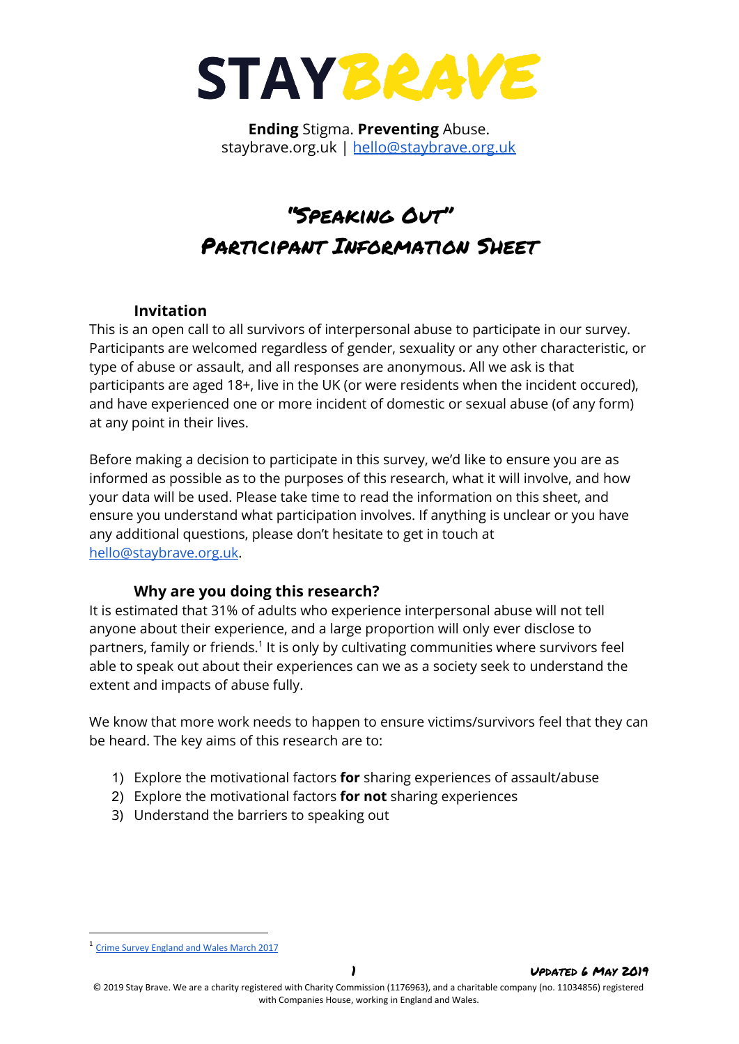# STAYBRAVE

**Ending** Stigma. **Preventing** Abuse.
staybrave.org.uk | hello@staybrave.org.uk

## "Speaking Out"
## Participant Information Sheet

### Invitation

This is an open call to all survivors of interpersonal abuse to participate in our survey. Participants are welcomed regardless of gender, sexuality or any other characteristic, or type of abuse or assault, and all responses are anonymous. All we ask is that participants are aged 18+, live in the UK (or were residents when the incident occured), and have experienced one or more incident of domestic or sexual abuse (of any form) at any point in their lives.

Before making a decision to participate in this survey, we'd like to ensure you are as informed as possible as to the purposes of this research, what it will involve, and how your data will be used. Please take time to read the information on this sheet, and ensure you understand what participation involves. If anything is unclear or you have any additional questions, please don't hesitate to get in touch at hello@staybrave.org.uk.

### Why are you doing this research?

It is estimated that 31% of adults who experience interpersonal abuse will not tell anyone about their experience, and a large proportion will only ever disclose to partners, family or friends.[1] It is only by cultivating communities where survivors feel able to speak out about their experiences can we as a society seek to understand the extent and impacts of abuse fully.

We know that more work needs to happen to ensure victims/survivors feel that they can be heard. The key aims of this research are to:

1) Explore the motivational factors **for** sharing experiences of assault/abuse
2) Explore the motivational factors **for not** sharing experiences
3) Understand the barriers to speaking out

[1] Crime Survey England and Wales March 2017

Updated 6 May 2019

© 2019 Stay Brave. We are a charity registered with Charity Commission (1176963), and a charitable company (no. 11034856) registered with Companies House, working in England and Wales.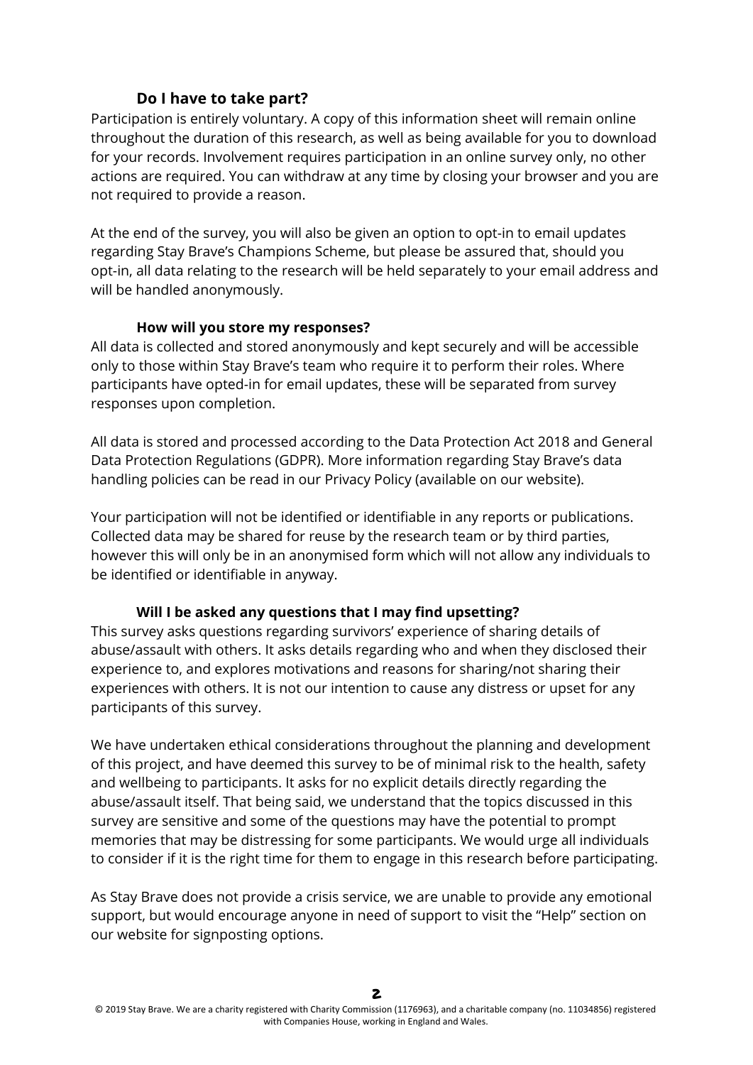### Do I have to take part?

Participation is entirely voluntary. A copy of this information sheet will remain online throughout the duration of this research, as well as being available for you to download for your records. Involvement requires participation in an online survey only, no other actions are required. You can withdraw at any time by closing your browser and you are not required to provide a reason.

At the end of the survey, you will also be given an option to opt-in to email updates regarding Stay Brave's Champions Scheme, but please be assured that, should you opt-in, all data relating to the research will be held separately to your email address and will be handled anonymously.

### How will you store my responses?

All data is collected and stored anonymously and kept securely and will be accessible only to those within Stay Brave's team who require it to perform their roles. Where participants have opted-in for email updates, these will be separated from survey responses upon completion.

All data is stored and processed according to the Data Protection Act 2018 and General Data Protection Regulations (GDPR). More information regarding Stay Brave's data handling policies can be read in our Privacy Policy (available on our website).

Your participation will not be identified or identifiable in any reports or publications. Collected data may be shared for reuse by the research team or by third parties, however this will only be in an anonymised form which will not allow any individuals to be identified or identifiable in anyway.

### Will I be asked any questions that I may find upsetting?

This survey asks questions regarding survivors' experience of sharing details of abuse/assault with others. It asks details regarding who and when they disclosed their experience to, and explores motivations and reasons for sharing/not sharing their experiences with others. It is not our intention to cause any distress or upset for any participants of this survey.

We have undertaken ethical considerations throughout the planning and development of this project, and have deemed this survey to be of minimal risk to the health, safety and wellbeing to participants. It asks for no explicit details directly regarding the abuse/assault itself. That being said, we understand that the topics discussed in this survey are sensitive and some of the questions may have the potential to prompt memories that may be distressing for some participants. We would urge all individuals to consider if it is the right time for them to engage in this research before participating.

As Stay Brave does not provide a crisis service, we are unable to provide any emotional support, but would encourage anyone in need of support to visit the "Help" section on our website for signposting options.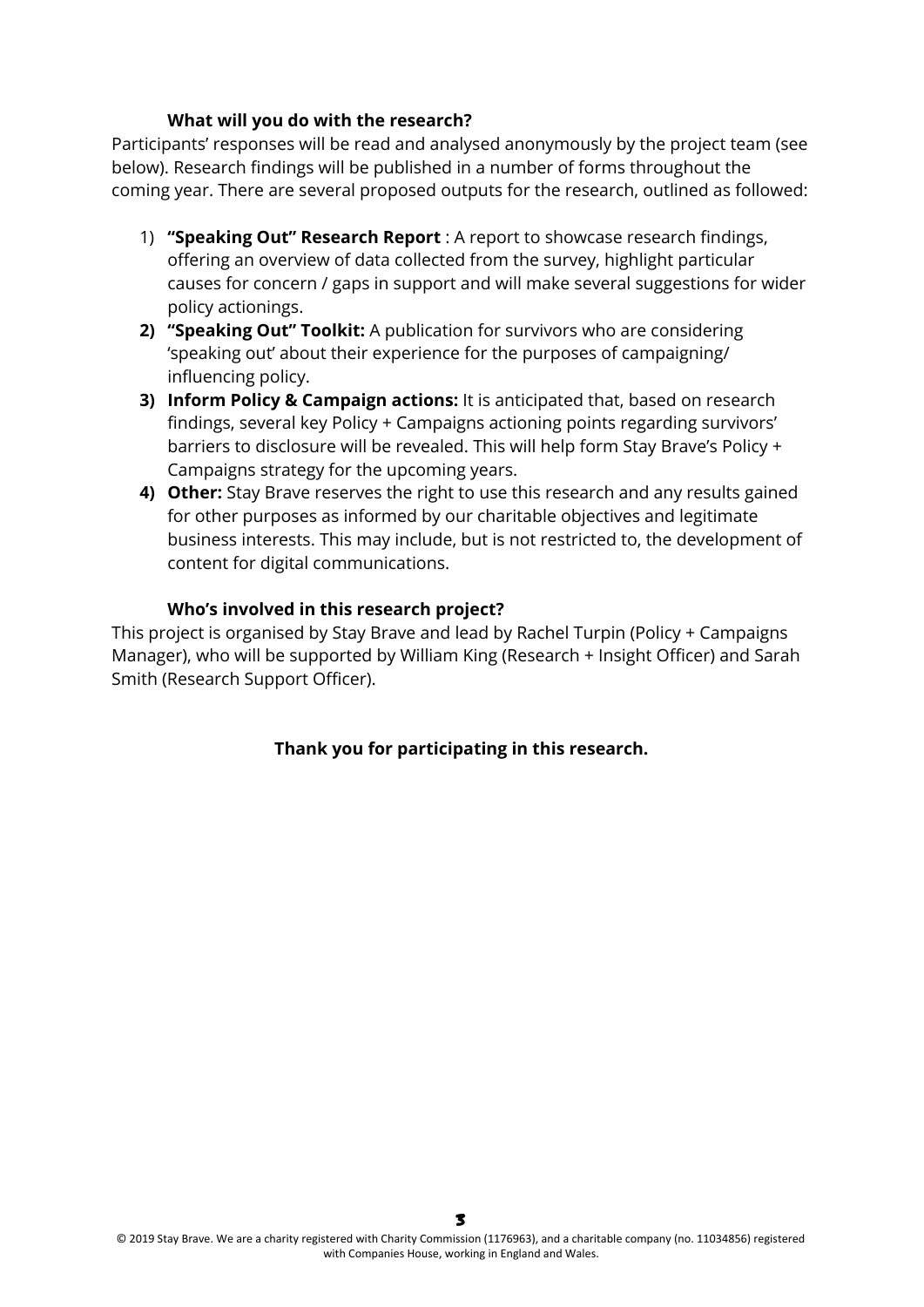### What will you do with the research?

Participants' responses will be read and analysed anonymously by the project team (see below). Research findings will be published in a number of forms throughout the coming year. There are several proposed outputs for the research, outlined as followed:

1) **"Speaking Out" Research Report** : A report to showcase research findings, offering an overview of data collected from the survey, highlight particular causes for concern / gaps in support and will make several suggestions for wider policy actionings.
2) **"Speaking Out" Toolkit:** A publication for survivors who are considering 'speaking out' about their experience for the purposes of campaigning/ influencing policy.
3) **Inform Policy & Campaign actions:** It is anticipated that, based on research findings, several key Policy + Campaigns actioning points regarding survivors' barriers to disclosure will be revealed. This will help form Stay Brave's Policy + Campaigns strategy for the upcoming years.
4) **Other:** Stay Brave reserves the right to use this research and any results gained for other purposes as informed by our charitable objectives and legitimate business interests. This may include, but is not restricted to, the development of content for digital communications.

### Who's involved in this research project?

This project is organised by Stay Brave and lead by Rachel Turpin (Policy + Campaigns Manager), who will be supported by William King (Research + Insight Officer) and Sarah Smith (Research Support Officer).

**Thank you for participating in this research.**

© 2019 Stay Brave. We are a charity registered with Charity Commission (1176963), and a charitable company (no. 11034856) registered with Companies House, working in England and Wales.